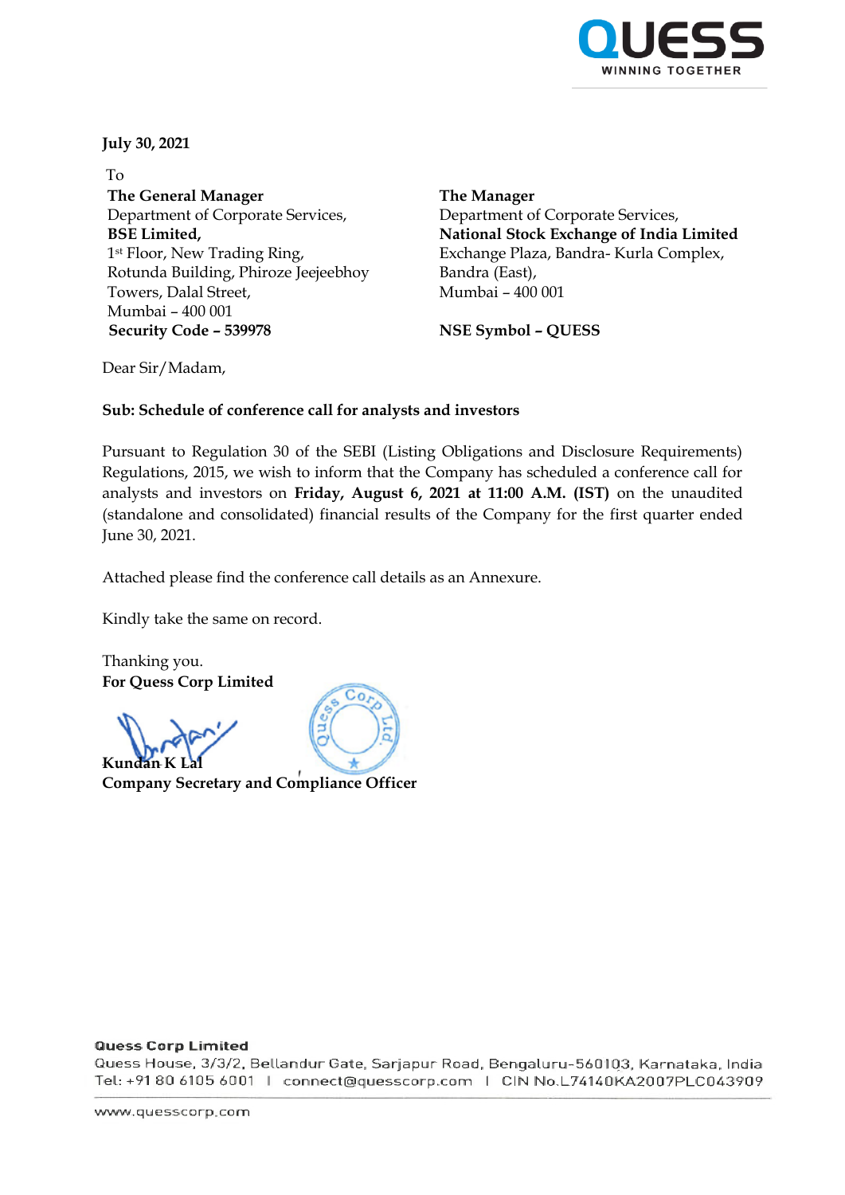**July 30, 2021**

To

**The General Manager**
Department of Corporate Services,
**BSE Limited,**
1st Floor, New Trading Ring,
Rotunda Building, Phiroze Jeejeebhoy Towers, Dalal Street,
Mumbai – 400 001
**Security Code – 539978**

**The Manager**
Department of Corporate Services,
**National Stock Exchange of India Limited**
Exchange Plaza, Bandra- Kurla Complex,
Bandra (East),
Mumbai – 400 001

**NSE Symbol – QUESS**

Dear Sir/Madam,

**Sub: Schedule of conference call for analysts and investors**

Pursuant to Regulation 30 of the SEBI (Listing Obligations and Disclosure Requirements) Regulations, 2015, we wish to inform that the Company has scheduled a conference call for analysts and investors on **Friday, August 6, 2021 at 11:00 A.M. (IST)** on the unaudited (standalone and consolidated) financial results of the Company for the first quarter ended June 30, 2021.

Attached please find the conference call details as an Annexure.

Kindly take the same on record.

Thanking you.
**For Quess Corp Limited**

**Kundan K Lal**
**Company Secretary and Compliance Officer**

**Quess Corp Limited**
Quess House, 3/3/2, Bellandur Gate, Sarjapur Road, Bengaluru-560103, Karnataka, India
Tel: +91 80 6105 6001 | connect@quesscorp.com | CIN No.L74140KA2007PLC043909

www.quesscorp.com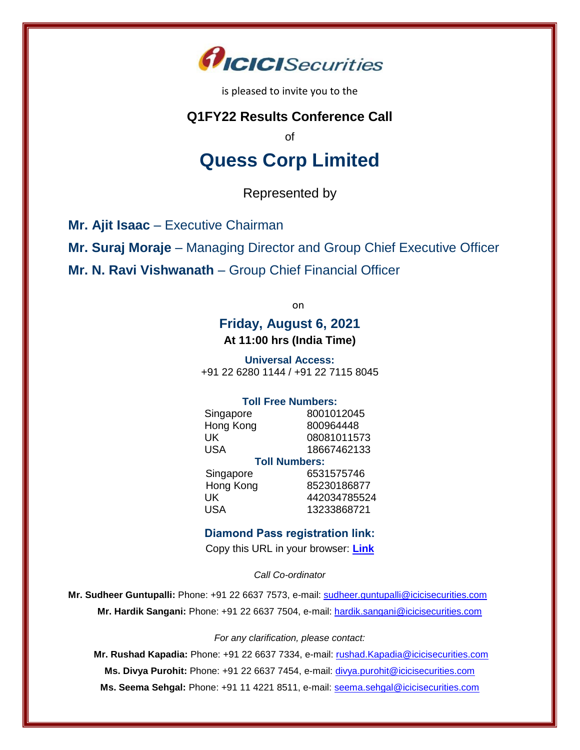ICICI Securities

is pleased to invite you to the

## Q1FY22 Results Conference Call

of

# Quess Corp Limited

Represented by

**Mr. Ajit Isaac** – Executive Chairman

**Mr. Suraj Moraje** – Managing Director and Group Chief Executive Officer

**Mr. N. Ravi Vishwanath** – Group Chief Financial Officer

on

## Friday, August 6, 2021

**At 11:00 hrs (India Time)**

**Universal Access:**
+91 22 6280 1144 / +91 22 7115 8045

**Toll Free Numbers:**

| | |
|---|---|
| Singapore | 8001012045 |
| Hong Kong | 800964448 |
| UK | 08081011573 |
| USA | 18667462133 |

**Toll Numbers:**

| | |
|---|---|
| Singapore | 6531575746 |
| Hong Kong | 85230186877 |
| UK | 442034785524 |
| USA | 13233868721 |

**Diamond Pass registration link:**

Copy this URL in your browser: **Link**

*Call Co-ordinator*

**Mr. Sudheer Guntupalli:** Phone: +91 22 6637 7573, e-mail: sudheer.guntupalli@icicisecurities.com

**Mr. Hardik Sangani:** Phone: +91 22 6637 7504, e-mail: hardik.sangani@icicisecurities.com

*For any clarification, please contact:*

**Mr. Rushad Kapadia:** Phone: +91 22 6637 7334, e-mail: rushad.Kapadia@icicisecurities.com

**Ms. Divya Purohit:** Phone: +91 22 6637 7454, e-mail: divya.purohit@icicisecurities.com

**Ms. Seema Sehgal:** Phone: +91 11 4221 8511, e-mail: seema.sehgal@icicisecurities.com